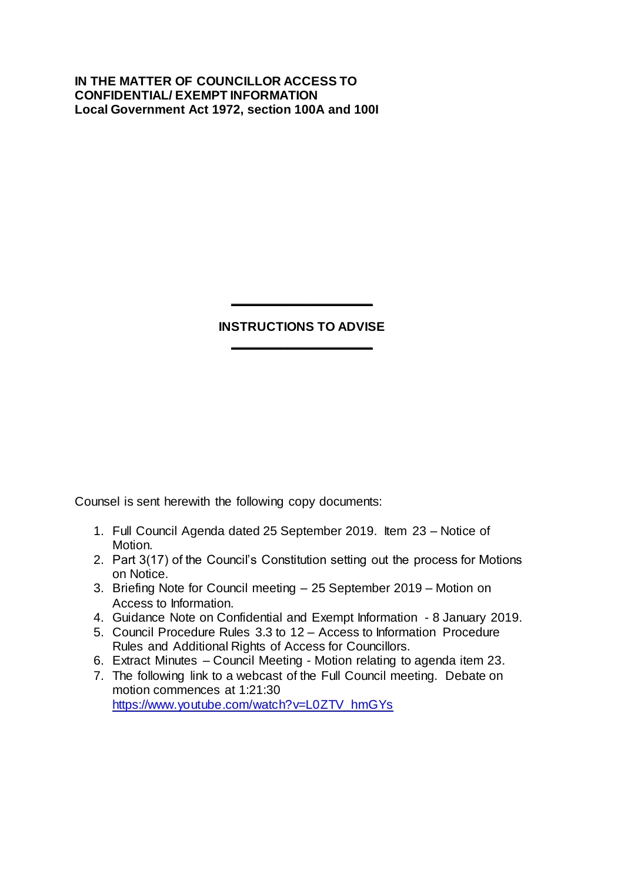**IN THE MATTER OF COUNCILLOR ACCESS TO CONFIDENTIAL/ EXEMPT INFORMATION**
**Local Government Act 1972, section 100A and 100I**

---

## INSTRUCTIONS TO ADVISE

---

Counsel is sent herewith the following copy documents:

1. Full Council Agenda dated 25 September 2019. Item 23 – Notice of Motion.
2. Part 3(17) of the Council's Constitution setting out the process for Motions on Notice.
3. Briefing Note for Council meeting – 25 September 2019 – Motion on Access to Information.
4. Guidance Note on Confidential and Exempt Information - 8 January 2019.
5. Council Procedure Rules 3.3 to 12 – Access to Information Procedure Rules and Additional Rights of Access for Councillors.
6. Extract Minutes – Council Meeting - Motion relating to agenda item 23.
7. The following link to a webcast of the Full Council meeting. Debate on motion commences at 1:21:30 https://www.youtube.com/watch?v=L0ZTV_hmGYs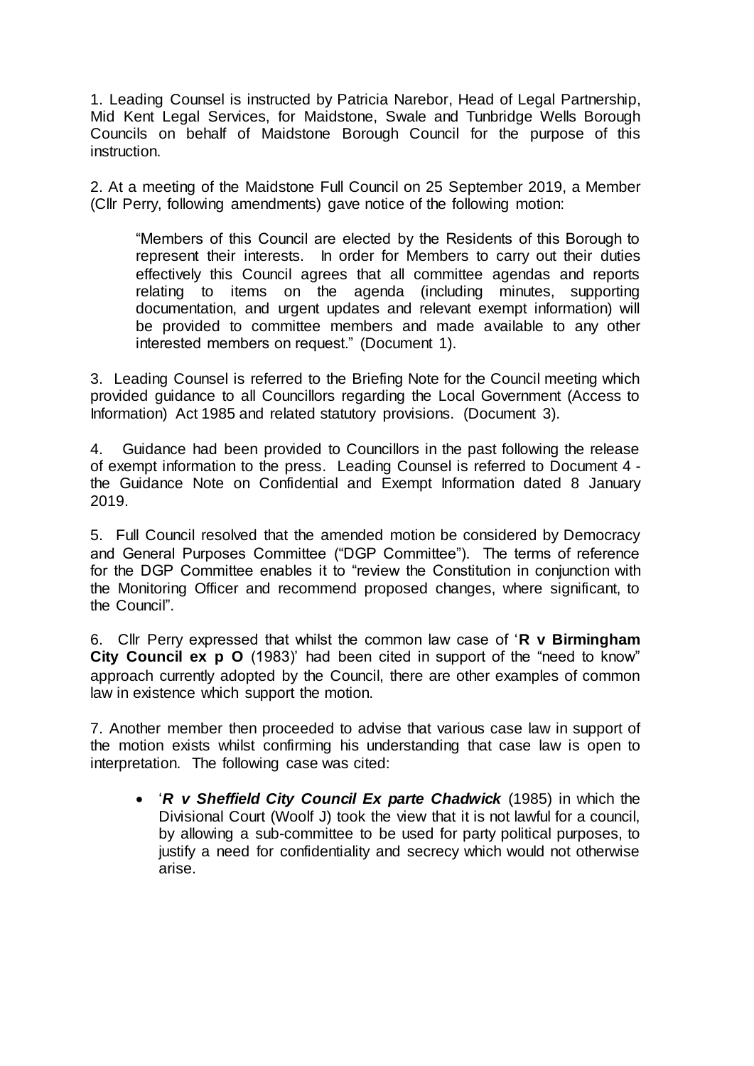1. Leading Counsel is instructed by Patricia Narebor, Head of Legal Partnership, Mid Kent Legal Services, for Maidstone, Swale and Tunbridge Wells Borough Councils on behalf of Maidstone Borough Council for the purpose of this instruction.

2. At a meeting of the Maidstone Full Council on 25 September 2019, a Member (Cllr Perry, following amendments) gave notice of the following motion:

> "Members of this Council are elected by the Residents of this Borough to represent their interests. In order for Members to carry out their duties effectively this Council agrees that all committee agendas and reports relating to items on the agenda (including minutes, supporting documentation, and urgent updates and relevant exempt information) will be provided to committee members and made available to any other interested members on request." (Document 1).

3. Leading Counsel is referred to the Briefing Note for the Council meeting which provided guidance to all Councillors regarding the Local Government (Access to Information) Act 1985 and related statutory provisions. (Document 3).

4. Guidance had been provided to Councillors in the past following the release of exempt information to the press. Leading Counsel is referred to Document 4 - the Guidance Note on Confidential and Exempt Information dated 8 January 2019.

5. Full Council resolved that the amended motion be considered by Democracy and General Purposes Committee ("DGP Committee"). The terms of reference for the DGP Committee enables it to "review the Constitution in conjunction with the Monitoring Officer and recommend proposed changes, where significant, to the Council".

6. Cllr Perry expressed that whilst the common law case of '**R v Birmingham City Council ex p O** (1983)' had been cited in support of the "need to know" approach currently adopted by the Council, there are other examples of common law in existence which support the motion.

7. Another member then proceeded to advise that various case law in support of the motion exists whilst confirming his understanding that case law is open to interpretation. The following case was cited:

- '***R v Sheffield City Council Ex parte Chadwick*** (1985) in which the Divisional Court (Woolf J) took the view that it is not lawful for a council, by allowing a sub-committee to be used for party political purposes, to justify a need for confidentiality and secrecy which would not otherwise arise.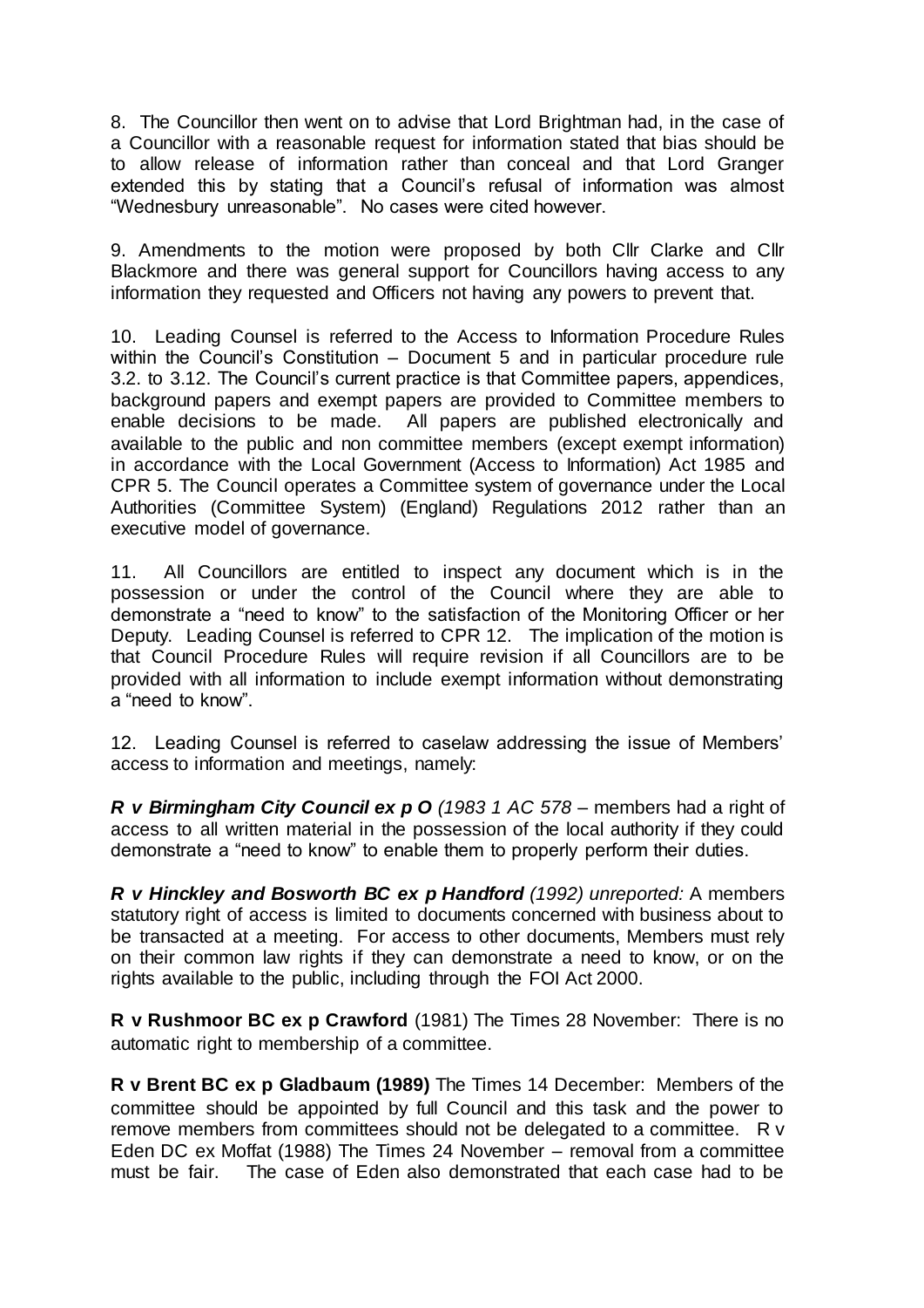8. The Councillor then went on to advise that Lord Brightman had, in the case of a Councillor with a reasonable request for information stated that bias should be to allow release of information rather than conceal and that Lord Granger extended this by stating that a Council's refusal of information was almost "Wednesbury unreasonable". No cases were cited however.

9. Amendments to the motion were proposed by both Cllr Clarke and Cllr Blackmore and there was general support for Councillors having access to any information they requested and Officers not having any powers to prevent that.

10. Leading Counsel is referred to the Access to Information Procedure Rules within the Council's Constitution – Document 5 and in particular procedure rule 3.2. to 3.12. The Council's current practice is that Committee papers, appendices, background papers and exempt papers are provided to Committee members to enable decisions to be made. All papers are published electronically and available to the public and non committee members (except exempt information) in accordance with the Local Government (Access to Information) Act 1985 and CPR 5. The Council operates a Committee system of governance under the Local Authorities (Committee System) (England) Regulations 2012 rather than an executive model of governance.

11. All Councillors are entitled to inspect any document which is in the possession or under the control of the Council where they are able to demonstrate a "need to know" to the satisfaction of the Monitoring Officer or her Deputy. Leading Counsel is referred to CPR 12. The implication of the motion is that Council Procedure Rules will require revision if all Councillors are to be provided with all information to include exempt information without demonstrating a "need to know".

12. Leading Counsel is referred to caselaw addressing the issue of Members' access to information and meetings, namely:

***R v Birmingham City Council ex p O*** *(1983 1 AC 578* – members had a right of access to all written material in the possession of the local authority if they could demonstrate a "need to know" to enable them to properly perform their duties.

***R v Hinckley and Bosworth BC ex p Handford*** *(1992) unreported:* A members statutory right of access is limited to documents concerned with business about to be transacted at a meeting. For access to other documents, Members must rely on their common law rights if they can demonstrate a need to know, or on the rights available to the public, including through the FOI Act 2000.

**R v Rushmoor BC ex p Crawford** (1981) The Times 28 November: There is no automatic right to membership of a committee.

**R v Brent BC ex p Gladbaum (1989)** The Times 14 December: Members of the committee should be appointed by full Council and this task and the power to remove members from committees should not be delegated to a committee. R v Eden DC ex Moffat (1988) The Times 24 November – removal from a committee must be fair. The case of Eden also demonstrated that each case had to be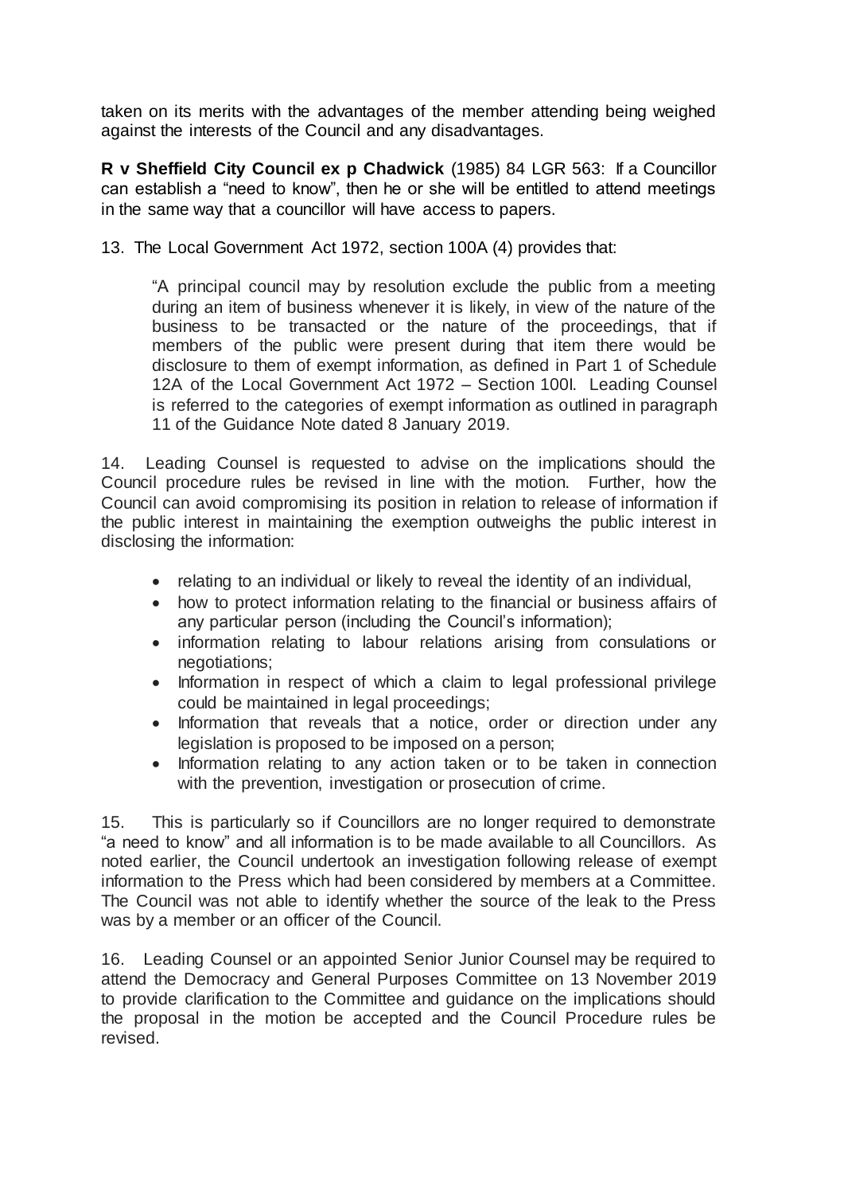taken on its merits with the advantages of the member attending being weighed against the interests of the Council and any disadvantages.

**R v Sheffield City Council ex p Chadwick** (1985) 84 LGR 563: If a Councillor can establish a "need to know", then he or she will be entitled to attend meetings in the same way that a councillor will have access to papers.

13. The Local Government Act 1972, section 100A (4) provides that:

> "A principal council may by resolution exclude the public from a meeting during an item of business whenever it is likely, in view of the nature of the business to be transacted or the nature of the proceedings, that if members of the public were present during that item there would be disclosure to them of exempt information, as defined in Part 1 of Schedule 12A of the Local Government Act 1972 – Section 100I. Leading Counsel is referred to the categories of exempt information as outlined in paragraph 11 of the Guidance Note dated 8 January 2019.

14. Leading Counsel is requested to advise on the implications should the Council procedure rules be revised in line with the motion. Further, how the Council can avoid compromising its position in relation to release of information if the public interest in maintaining the exemption outweighs the public interest in disclosing the information:

- relating to an individual or likely to reveal the identity of an individual,
- how to protect information relating to the financial or business affairs of any particular person (including the Council's information);
- information relating to labour relations arising from consulations or negotiations;
- Information in respect of which a claim to legal professional privilege could be maintained in legal proceedings;
- Information that reveals that a notice, order or direction under any legislation is proposed to be imposed on a person;
- Information relating to any action taken or to be taken in connection with the prevention, investigation or prosecution of crime.

15. This is particularly so if Councillors are no longer required to demonstrate "a need to know" and all information is to be made available to all Councillors. As noted earlier, the Council undertook an investigation following release of exempt information to the Press which had been considered by members at a Committee. The Council was not able to identify whether the source of the leak to the Press was by a member or an officer of the Council.

16. Leading Counsel or an appointed Senior Junior Counsel may be required to attend the Democracy and General Purposes Committee on 13 November 2019 to provide clarification to the Committee and guidance on the implications should the proposal in the motion be accepted and the Council Procedure rules be revised.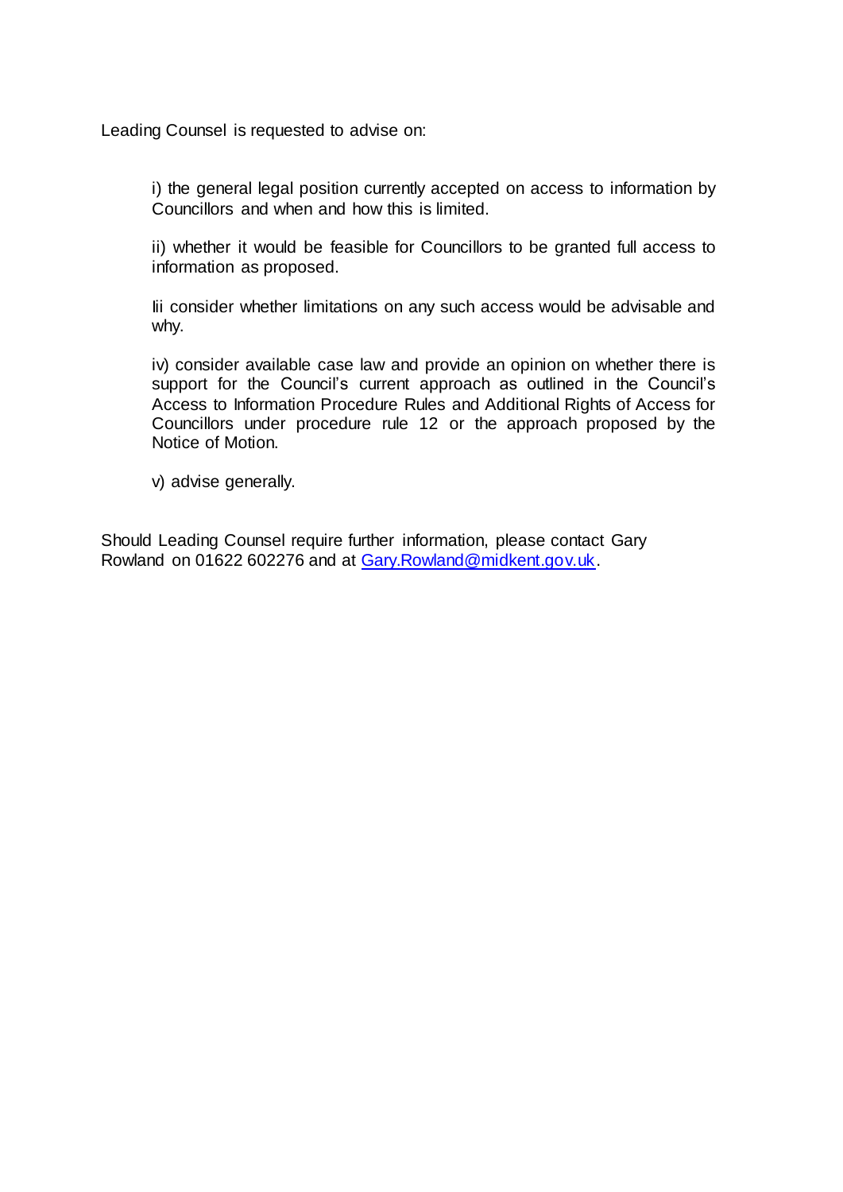Leading Counsel is requested to advise on:

i) the general legal position currently accepted on access to information by Councillors and when and how this is limited.

ii) whether it would be feasible for Councillors to be granted full access to information as proposed.

Iii consider whether limitations on any such access would be advisable and why.

iv) consider available case law and provide an opinion on whether there is support for the Council's current approach as outlined in the Council's Access to Information Procedure Rules and Additional Rights of Access for Councillors under procedure rule 12 or the approach proposed by the Notice of Motion.

v) advise generally.

Should Leading Counsel require further information, please contact Gary Rowland on 01622 602276 and at Gary.Rowland@midkent.gov.uk.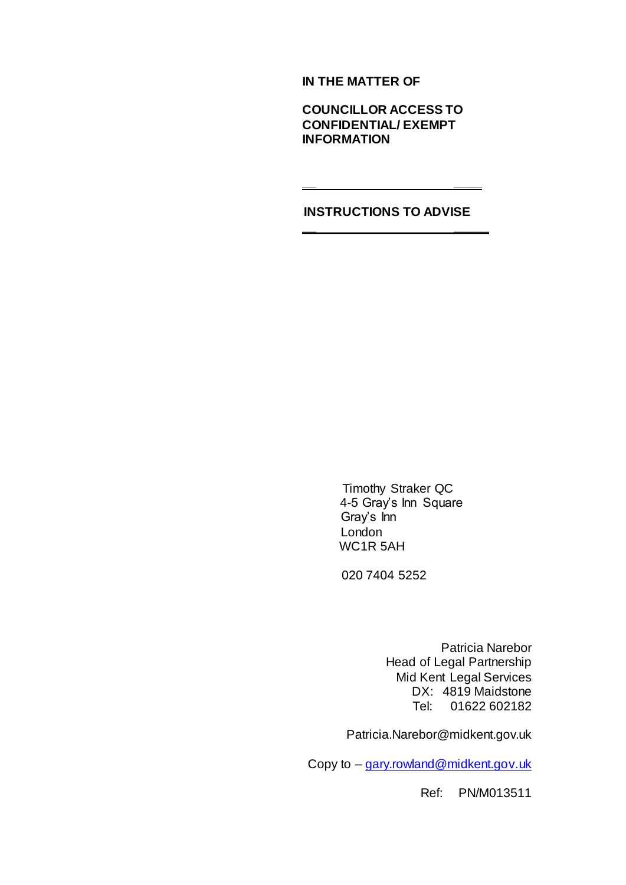**IN THE MATTER OF**

**COUNCILLOR ACCESS TO CONFIDENTIAL/ EXEMPT INFORMATION**

---

**INSTRUCTIONS TO ADVISE**

---

Timothy Straker QC
4-5 Gray's Inn Square
Gray's Inn
London
WC1R 5AH

020 7404 5252

Patricia Narebor
Head of Legal Partnership
Mid Kent Legal Services
DX: 4819 Maidstone
Tel: 01622 602182

Patricia.Narebor@midkent.gov.uk

Copy to – gary.rowland@midkent.gov.uk

Ref: PN/M013511